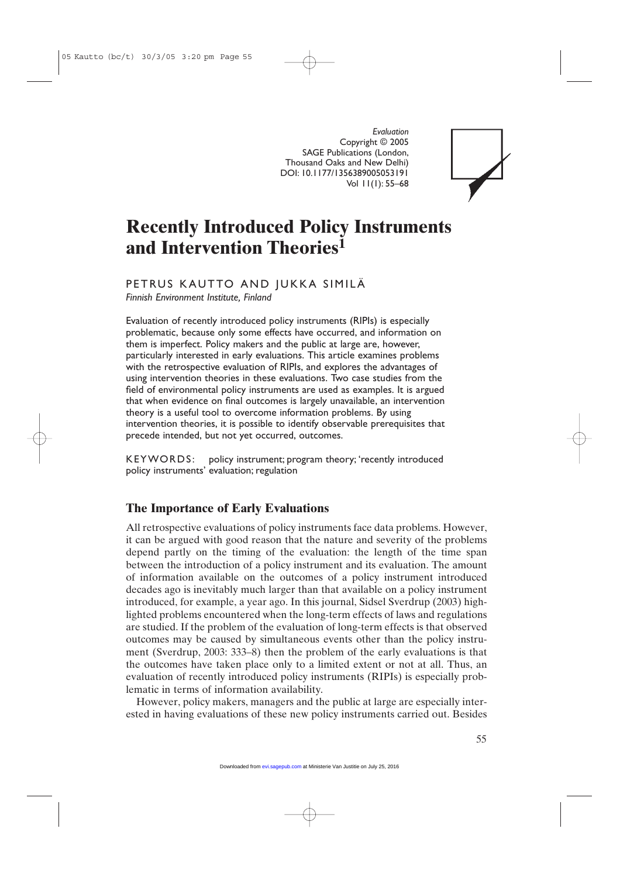*Evaluation*
Copyright © 2005
SAGE Publications (London, Thousand Oaks and New Delhi)
DOI: 10.1177/1356389005053191
Vol 11(1): 55–68

# Recently Introduced Policy Instruments and Intervention Theories[1]

PETRUS KAUTTO AND JUKKA SIMILÄ
*Finnish Environment Institute, Finland*

Evaluation of recently introduced policy instruments (RIPIs) is especially problematic, because only some effects have occurred, and information on them is imperfect. Policy makers and the public at large are, however, particularly interested in early evaluations. This article examines problems with the retrospective evaluation of RIPIs, and explores the advantages of using intervention theories in these evaluations. Two case studies from the field of environmental policy instruments are used as examples. It is argued that when evidence on final outcomes is largely unavailable, an intervention theory is a useful tool to overcome information problems. By using intervention theories, it is possible to identify observable prerequisites that precede intended, but not yet occurred, outcomes.

KEYWORDS: policy instrument; program theory; 'recently introduced policy instruments' evaluation; regulation

## The Importance of Early Evaluations

All retrospective evaluations of policy instruments face data problems. However, it can be argued with good reason that the nature and severity of the problems depend partly on the timing of the evaluation: the length of the time span between the introduction of a policy instrument and its evaluation. The amount of information available on the outcomes of a policy instrument introduced decades ago is inevitably much larger than that available on a policy instrument introduced, for example, a year ago. In this journal, Sidsel Sverdrup (2003) highlighted problems encountered when the long-term effects of laws and regulations are studied. If the problem of the evaluation of long-term effects is that observed outcomes may be caused by simultaneous events other than the policy instrument (Sverdrup, 2003: 333–8) then the problem of the early evaluations is that the outcomes have taken place only to a limited extent or not at all. Thus, an evaluation of recently introduced policy instruments (RIPIs) is especially problematic in terms of information availability.

However, policy makers, managers and the public at large are especially interested in having evaluations of these new policy instruments carried out. Besides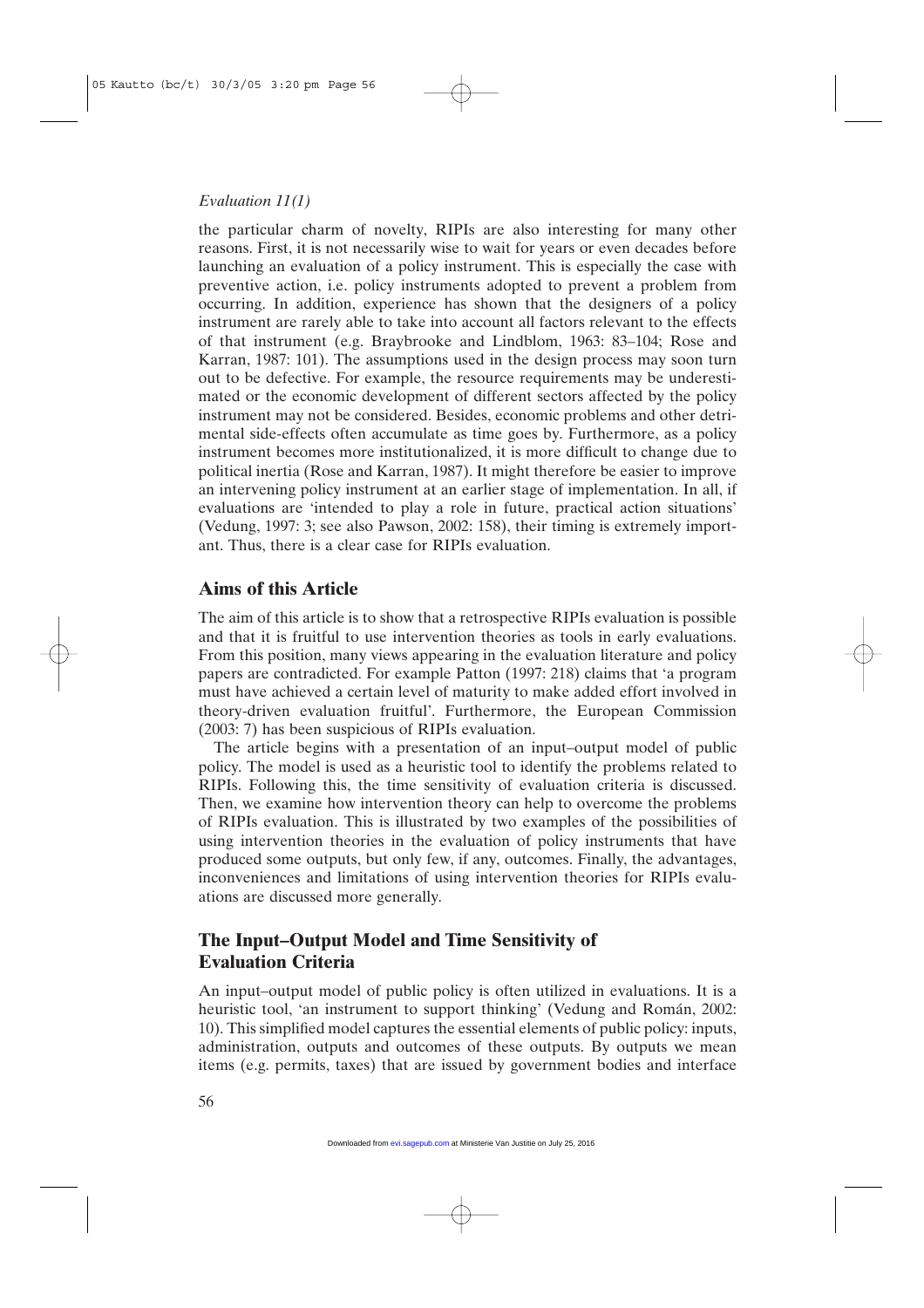the particular charm of novelty, RIPIs are also interesting for many other reasons. First, it is not necessarily wise to wait for years or even decades before launching an evaluation of a policy instrument. This is especially the case with preventive action, i.e. policy instruments adopted to prevent a problem from occurring. In addition, experience has shown that the designers of a policy instrument are rarely able to take into account all factors relevant to the effects of that instrument (e.g. Braybrooke and Lindblom, 1963: 83–104; Rose and Karran, 1987: 101). The assumptions used in the design process may soon turn out to be defective. For example, the resource requirements may be underestimated or the economic development of different sectors affected by the policy instrument may not be considered. Besides, economic problems and other detrimental side-effects often accumulate as time goes by. Furthermore, as a policy instrument becomes more institutionalized, it is more difficult to change due to political inertia (Rose and Karran, 1987). It might therefore be easier to improve an intervening policy instrument at an earlier stage of implementation. In all, if evaluations are 'intended to play a role in future, practical action situations' (Vedung, 1997: 3; see also Pawson, 2002: 158), their timing is extremely important. Thus, there is a clear case for RIPIs evaluation.

## Aims of this Article

The aim of this article is to show that a retrospective RIPIs evaluation is possible and that it is fruitful to use intervention theories as tools in early evaluations. From this position, many views appearing in the evaluation literature and policy papers are contradicted. For example Patton (1997: 218) claims that 'a program must have achieved a certain level of maturity to make added effort involved in theory-driven evaluation fruitful'. Furthermore, the European Commission (2003: 7) has been suspicious of RIPIs evaluation.

The article begins with a presentation of an input–output model of public policy. The model is used as a heuristic tool to identify the problems related to RIPIs. Following this, the time sensitivity of evaluation criteria is discussed. Then, we examine how intervention theory can help to overcome the problems of RIPIs evaluation. This is illustrated by two examples of the possibilities of using intervention theories in the evaluation of policy instruments that have produced some outputs, but only few, if any, outcomes. Finally, the advantages, inconveniences and limitations of using intervention theories for RIPIs evaluations are discussed more generally.

## The Input–Output Model and Time Sensitivity of Evaluation Criteria

An input–output model of public policy is often utilized in evaluations. It is a heuristic tool, 'an instrument to support thinking' (Vedung and Román, 2002: 10). This simplified model captures the essential elements of public policy: inputs, administration, outputs and outcomes of these outputs. By outputs we mean items (e.g. permits, taxes) that are issued by government bodies and interface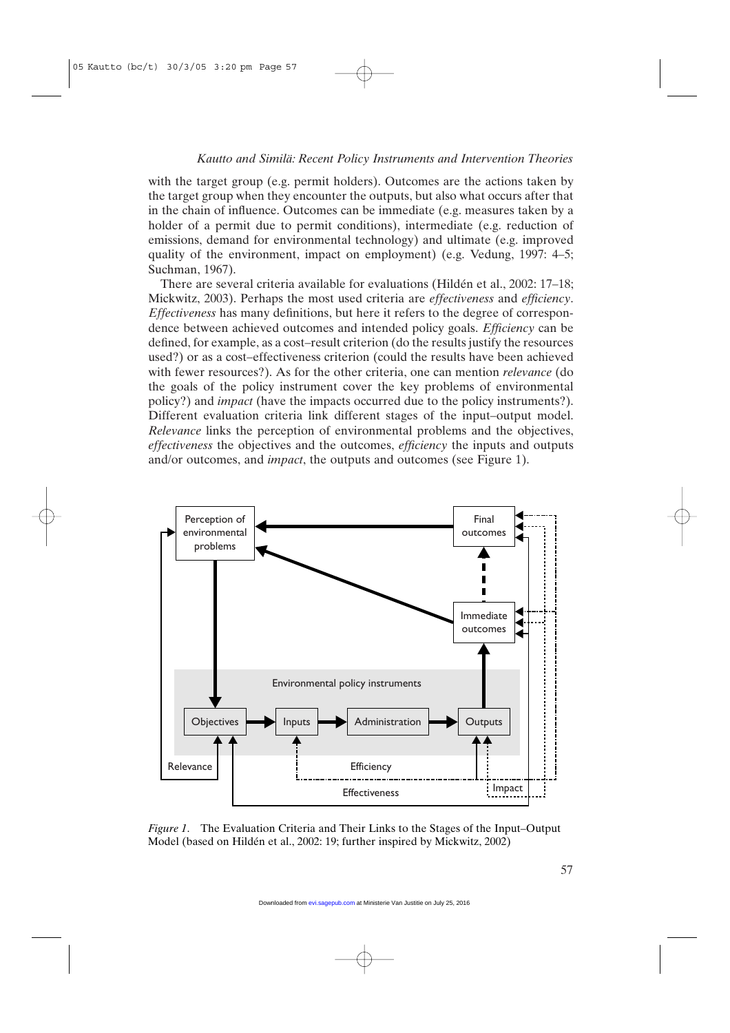with the target group (e.g. permit holders). Outcomes are the actions taken by the target group when they encounter the outputs, but also what occurs after that in the chain of influence. Outcomes can be immediate (e.g. measures taken by a holder of a permit due to permit conditions), intermediate (e.g. reduction of emissions, demand for environmental technology) and ultimate (e.g. improved quality of the environment, impact on employment) (e.g. Vedung, 1997: 4–5; Suchman, 1967).

There are several criteria available for evaluations (Hildén et al., 2002: 17–18; Mickwitz, 2003). Perhaps the most used criteria are *effectiveness* and *efficiency*. *Effectiveness* has many definitions, but here it refers to the degree of correspondence between achieved outcomes and intended policy goals. *Efficiency* can be defined, for example, as a cost–result criterion (do the results justify the resources used?) or as a cost–effectiveness criterion (could the results have been achieved with fewer resources?). As for the other criteria, one can mention *relevance* (do the goals of the policy instrument cover the key problems of environmental policy?) and *impact* (have the impacts occurred due to the policy instruments?). Different evaluation criteria link different stages of the input–output model. *Relevance* links the perception of environmental problems and the objectives, *effectiveness* the objectives and the outcomes, *efficiency* the inputs and outputs and/or outcomes, and *impact*, the outputs and outcomes (see Figure 1).

*Figure 1*. The Evaluation Criteria and Their Links to the Stages of the Input–Output Model (based on Hildén et al., 2002: 19; further inspired by Mickwitz, 2002)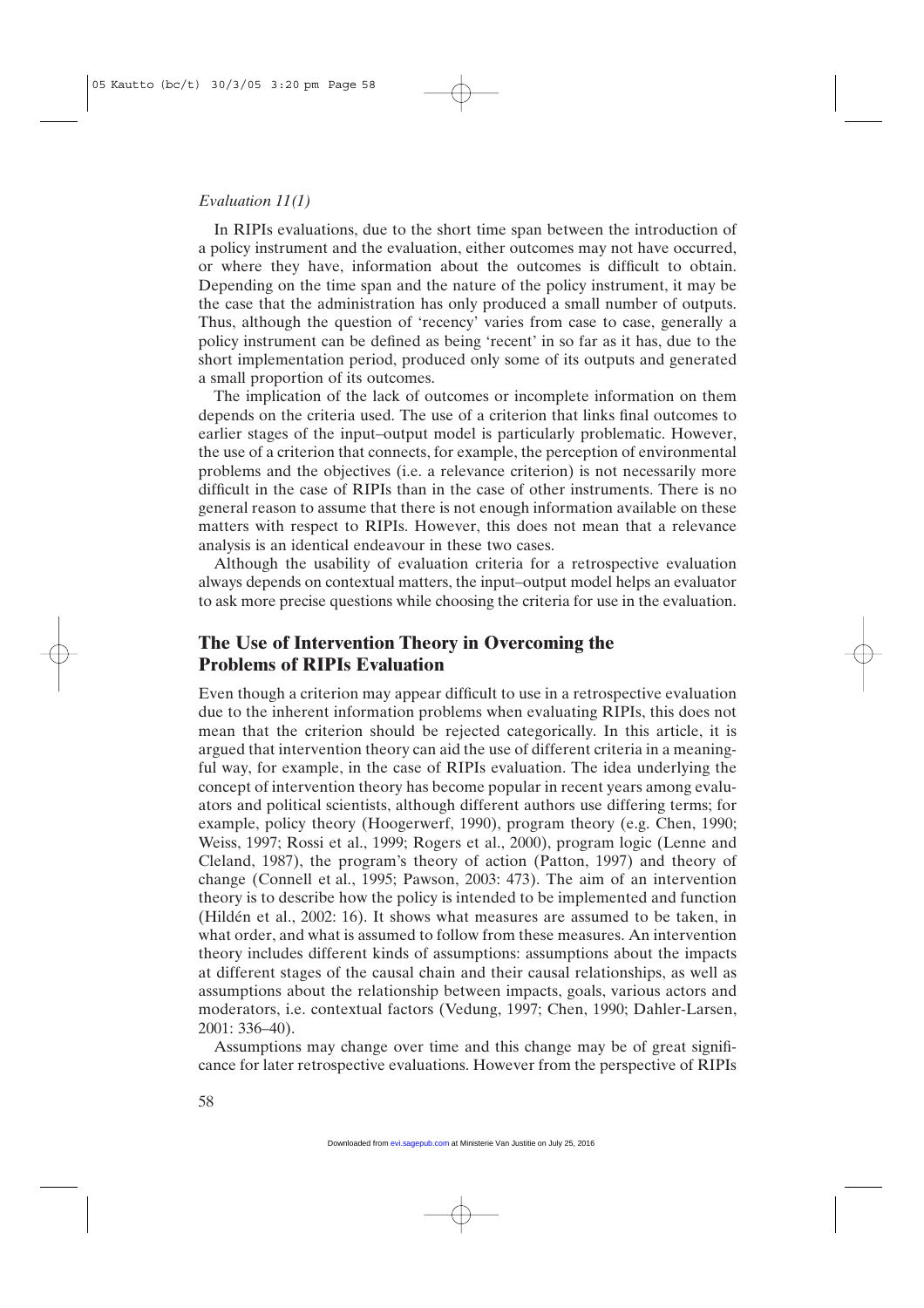In RIPIs evaluations, due to the short time span between the introduction of a policy instrument and the evaluation, either outcomes may not have occurred, or where they have, information about the outcomes is difficult to obtain. Depending on the time span and the nature of the policy instrument, it may be the case that the administration has only produced a small number of outputs. Thus, although the question of 'recency' varies from case to case, generally a policy instrument can be defined as being 'recent' in so far as it has, due to the short implementation period, produced only some of its outputs and generated a small proportion of its outcomes.

The implication of the lack of outcomes or incomplete information on them depends on the criteria used. The use of a criterion that links final outcomes to earlier stages of the input–output model is particularly problematic. However, the use of a criterion that connects, for example, the perception of environmental problems and the objectives (i.e. a relevance criterion) is not necessarily more difficult in the case of RIPIs than in the case of other instruments. There is no general reason to assume that there is not enough information available on these matters with respect to RIPIs. However, this does not mean that a relevance analysis is an identical endeavour in these two cases.

Although the usability of evaluation criteria for a retrospective evaluation always depends on contextual matters, the input–output model helps an evaluator to ask more precise questions while choosing the criteria for use in the evaluation.

## The Use of Intervention Theory in Overcoming the Problems of RIPIs Evaluation

Even though a criterion may appear difficult to use in a retrospective evaluation due to the inherent information problems when evaluating RIPIs, this does not mean that the criterion should be rejected categorically. In this article, it is argued that intervention theory can aid the use of different criteria in a meaningful way, for example, in the case of RIPIs evaluation. The idea underlying the concept of intervention theory has become popular in recent years among evaluators and political scientists, although different authors use differing terms; for example, policy theory (Hoogerwerf, 1990), program theory (e.g. Chen, 1990; Weiss, 1997; Rossi et al., 1999; Rogers et al., 2000), program logic (Lenne and Cleland, 1987), the program's theory of action (Patton, 1997) and theory of change (Connell et al., 1995; Pawson, 2003: 473). The aim of an intervention theory is to describe how the policy is intended to be implemented and function (Hildén et al., 2002: 16). It shows what measures are assumed to be taken, in what order, and what is assumed to follow from these measures. An intervention theory includes different kinds of assumptions: assumptions about the impacts at different stages of the causal chain and their causal relationships, as well as assumptions about the relationship between impacts, goals, various actors and moderators, i.e. contextual factors (Vedung, 1997; Chen, 1990; Dahler-Larsen, 2001: 336–40).

Assumptions may change over time and this change may be of great significance for later retrospective evaluations. However from the perspective of RIPIs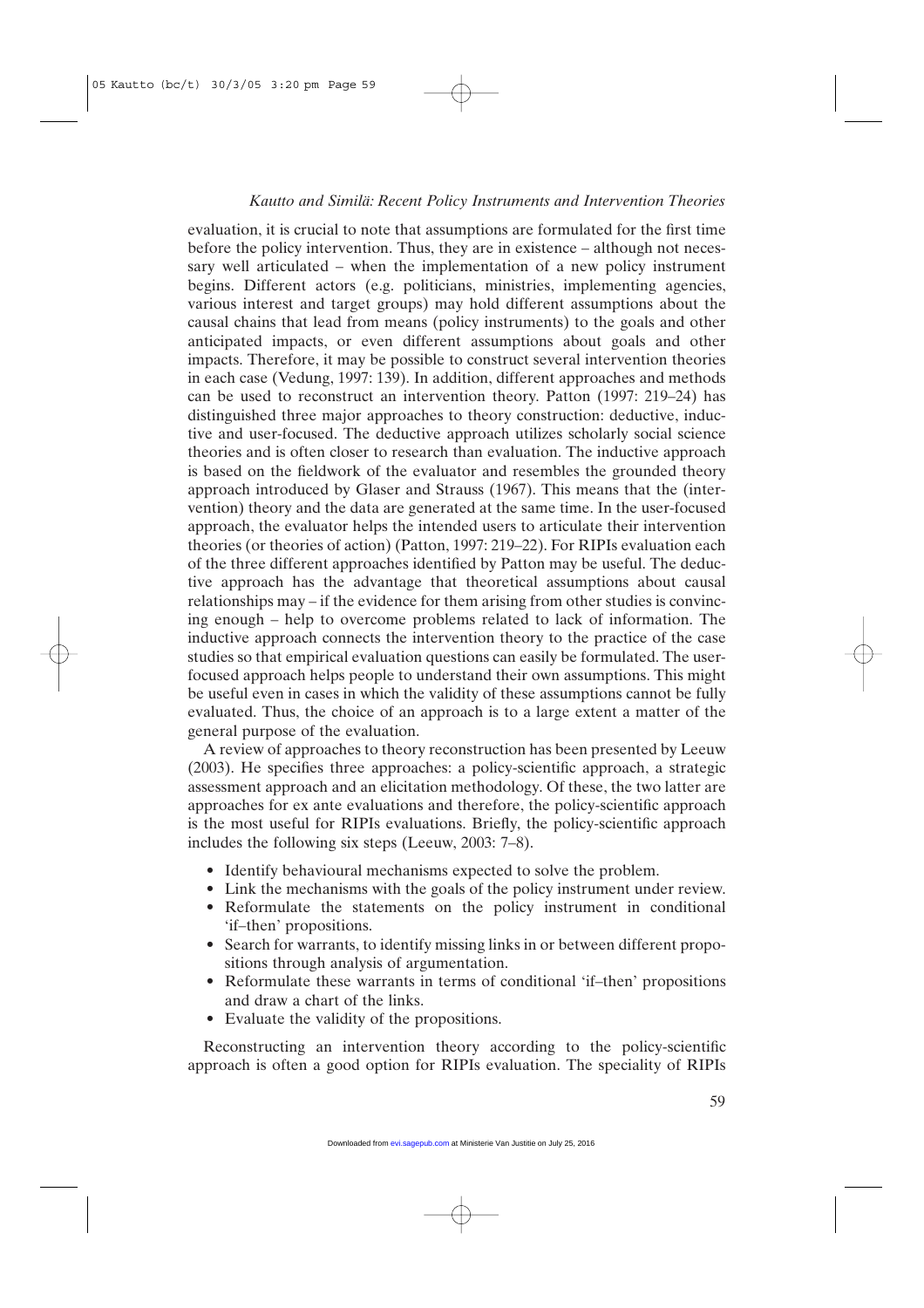evaluation, it is crucial to note that assumptions are formulated for the first time before the policy intervention. Thus, they are in existence – although not necessary well articulated – when the implementation of a new policy instrument begins. Different actors (e.g. politicians, ministries, implementing agencies, various interest and target groups) may hold different assumptions about the causal chains that lead from means (policy instruments) to the goals and other anticipated impacts, or even different assumptions about goals and other impacts. Therefore, it may be possible to construct several intervention theories in each case (Vedung, 1997: 139). In addition, different approaches and methods can be used to reconstruct an intervention theory. Patton (1997: 219–24) has distinguished three major approaches to theory construction: deductive, inductive and user-focused. The deductive approach utilizes scholarly social science theories and is often closer to research than evaluation. The inductive approach is based on the fieldwork of the evaluator and resembles the grounded theory approach introduced by Glaser and Strauss (1967). This means that the (intervention) theory and the data are generated at the same time. In the user-focused approach, the evaluator helps the intended users to articulate their intervention theories (or theories of action) (Patton, 1997: 219–22). For RIPIs evaluation each of the three different approaches identified by Patton may be useful. The deductive approach has the advantage that theoretical assumptions about causal relationships may – if the evidence for them arising from other studies is convincing enough – help to overcome problems related to lack of information. The inductive approach connects the intervention theory to the practice of the case studies so that empirical evaluation questions can easily be formulated. The user-focused approach helps people to understand their own assumptions. This might be useful even in cases in which the validity of these assumptions cannot be fully evaluated. Thus, the choice of an approach is to a large extent a matter of the general purpose of the evaluation.

A review of approaches to theory reconstruction has been presented by Leeuw (2003). He specifies three approaches: a policy-scientific approach, a strategic assessment approach and an elicitation methodology. Of these, the two latter are approaches for ex ante evaluations and therefore, the policy-scientific approach is the most useful for RIPIs evaluations. Briefly, the policy-scientific approach includes the following six steps (Leeuw, 2003: 7–8).

- Identify behavioural mechanisms expected to solve the problem.
- Link the mechanisms with the goals of the policy instrument under review.
- Reformulate the statements on the policy instrument in conditional 'if–then' propositions.
- Search for warrants, to identify missing links in or between different propositions through analysis of argumentation.
- Reformulate these warrants in terms of conditional 'if–then' propositions and draw a chart of the links.
- Evaluate the validity of the propositions.

Reconstructing an intervention theory according to the policy-scientific approach is often a good option for RIPIs evaluation. The speciality of RIPIs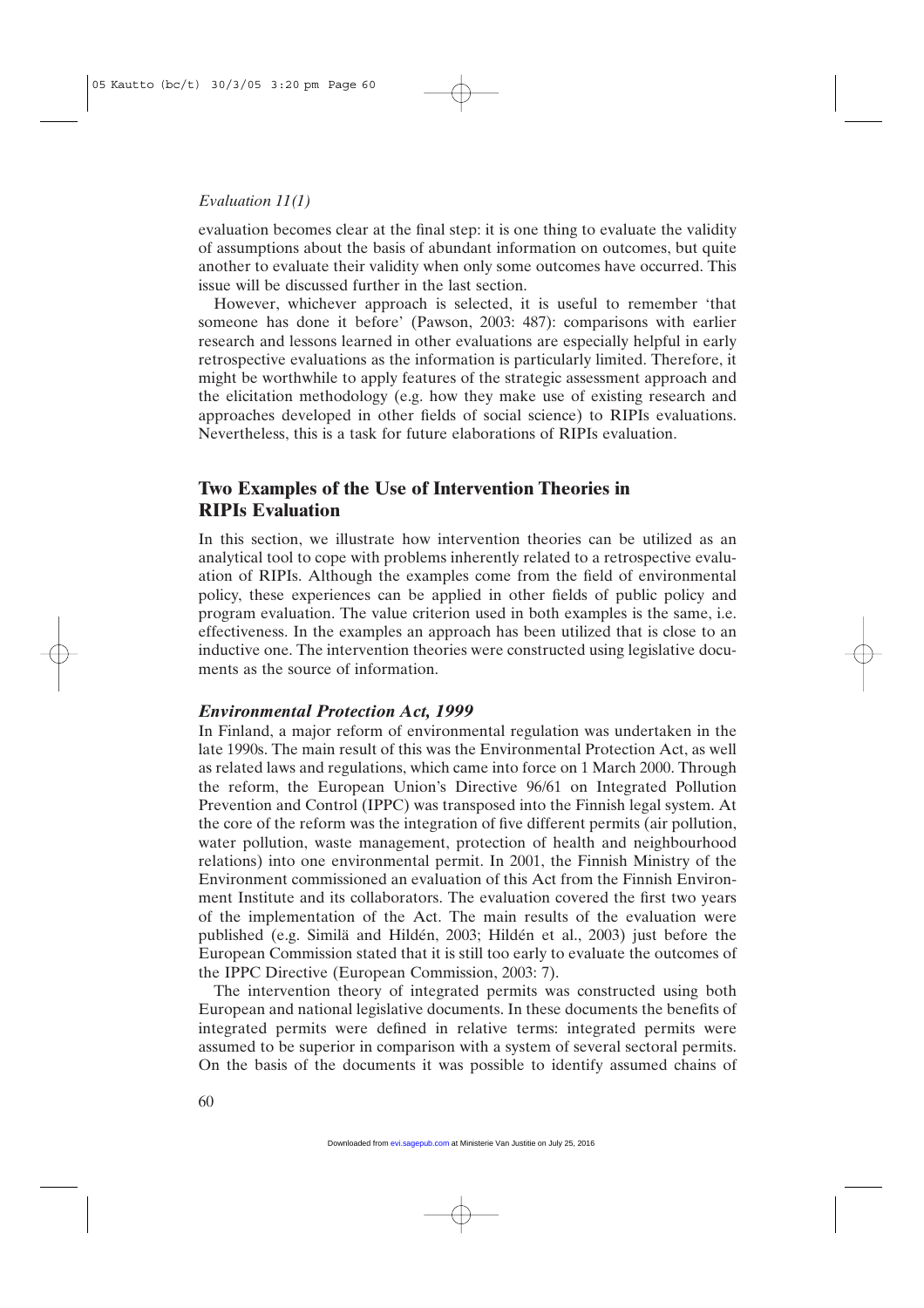evaluation becomes clear at the final step: it is one thing to evaluate the validity of assumptions about the basis of abundant information on outcomes, but quite another to evaluate their validity when only some outcomes have occurred. This issue will be discussed further in the last section.

However, whichever approach is selected, it is useful to remember 'that someone has done it before' (Pawson, 2003: 487): comparisons with earlier research and lessons learned in other evaluations are especially helpful in early retrospective evaluations as the information is particularly limited. Therefore, it might be worthwhile to apply features of the strategic assessment approach and the elicitation methodology (e.g. how they make use of existing research and approaches developed in other fields of social science) to RIPIs evaluations. Nevertheless, this is a task for future elaborations of RIPIs evaluation.

## Two Examples of the Use of Intervention Theories in RIPIs Evaluation

In this section, we illustrate how intervention theories can be utilized as an analytical tool to cope with problems inherently related to a retrospective evaluation of RIPIs. Although the examples come from the field of environmental policy, these experiences can be applied in other fields of public policy and program evaluation. The value criterion used in both examples is the same, i.e. effectiveness. In the examples an approach has been utilized that is close to an inductive one. The intervention theories were constructed using legislative documents as the source of information.

### *Environmental Protection Act, 1999*

In Finland, a major reform of environmental regulation was undertaken in the late 1990s. The main result of this was the Environmental Protection Act, as well as related laws and regulations, which came into force on 1 March 2000. Through the reform, the European Union's Directive 96/61 on Integrated Pollution Prevention and Control (IPPC) was transposed into the Finnish legal system. At the core of the reform was the integration of five different permits (air pollution, water pollution, waste management, protection of health and neighbourhood relations) into one environmental permit. In 2001, the Finnish Ministry of the Environment commissioned an evaluation of this Act from the Finnish Environment Institute and its collaborators. The evaluation covered the first two years of the implementation of the Act. The main results of the evaluation were published (e.g. Similä and Hildén, 2003; Hildén et al., 2003) just before the European Commission stated that it is still too early to evaluate the outcomes of the IPPC Directive (European Commission, 2003: 7).

The intervention theory of integrated permits was constructed using both European and national legislative documents. In these documents the benefits of integrated permits were defined in relative terms: integrated permits were assumed to be superior in comparison with a system of several sectoral permits. On the basis of the documents it was possible to identify assumed chains of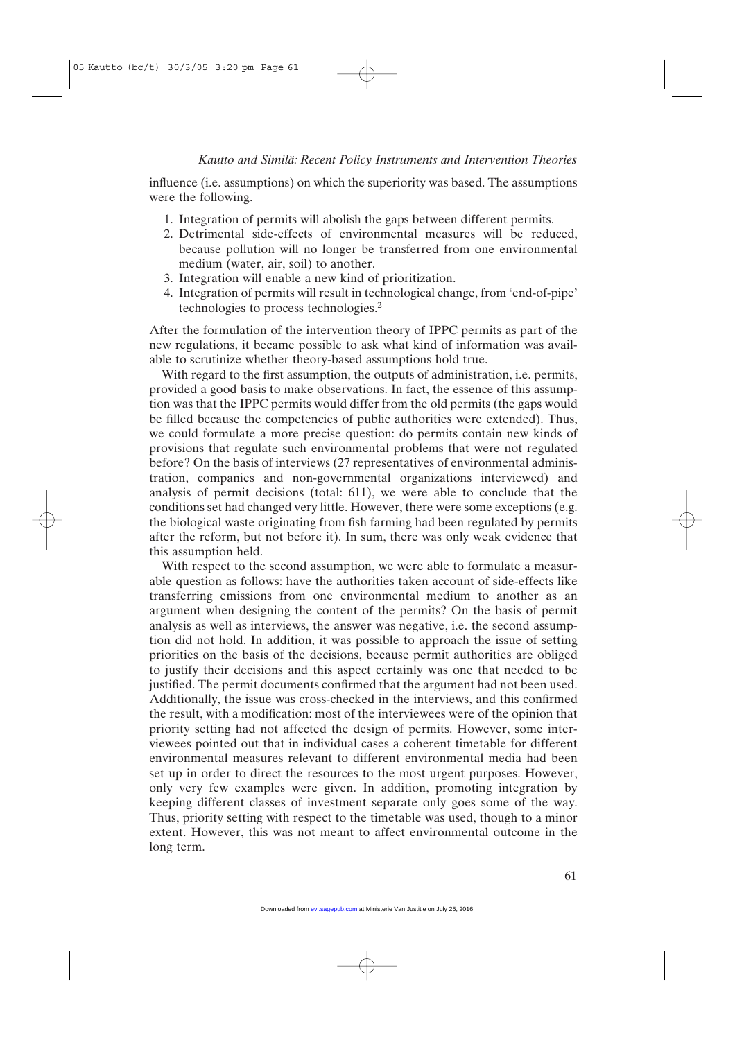influence (i.e. assumptions) on which the superiority was based. The assumptions were the following.

1. Integration of permits will abolish the gaps between different permits.
2. Detrimental side-effects of environmental measures will be reduced, because pollution will no longer be transferred from one environmental medium (water, air, soil) to another.
3. Integration will enable a new kind of prioritization.
4. Integration of permits will result in technological change, from 'end-of-pipe' technologies to process technologies.[2]

After the formulation of the intervention theory of IPPC permits as part of the new regulations, it became possible to ask what kind of information was available to scrutinize whether theory-based assumptions hold true.

With regard to the first assumption, the outputs of administration, i.e. permits, provided a good basis to make observations. In fact, the essence of this assumption was that the IPPC permits would differ from the old permits (the gaps would be filled because the competencies of public authorities were extended). Thus, we could formulate a more precise question: do permits contain new kinds of provisions that regulate such environmental problems that were not regulated before? On the basis of interviews (27 representatives of environmental administration, companies and non-governmental organizations interviewed) and analysis of permit decisions (total: 611), we were able to conclude that the conditions set had changed very little. However, there were some exceptions (e.g. the biological waste originating from fish farming had been regulated by permits after the reform, but not before it). In sum, there was only weak evidence that this assumption held.

With respect to the second assumption, we were able to formulate a measurable question as follows: have the authorities taken account of side-effects like transferring emissions from one environmental medium to another as an argument when designing the content of the permits? On the basis of permit analysis as well as interviews, the answer was negative, i.e. the second assumption did not hold. In addition, it was possible to approach the issue of setting priorities on the basis of the decisions, because permit authorities are obliged to justify their decisions and this aspect certainly was one that needed to be justified. The permit documents confirmed that the argument had not been used. Additionally, the issue was cross-checked in the interviews, and this confirmed the result, with a modification: most of the interviewees were of the opinion that priority setting had not affected the design of permits. However, some interviewees pointed out that in individual cases a coherent timetable for different environmental measures relevant to different environmental media had been set up in order to direct the resources to the most urgent purposes. However, only very few examples were given. In addition, promoting integration by keeping different classes of investment separate only goes some of the way. Thus, priority setting with respect to the timetable was used, though to a minor extent. However, this was not meant to affect environmental outcome in the long term.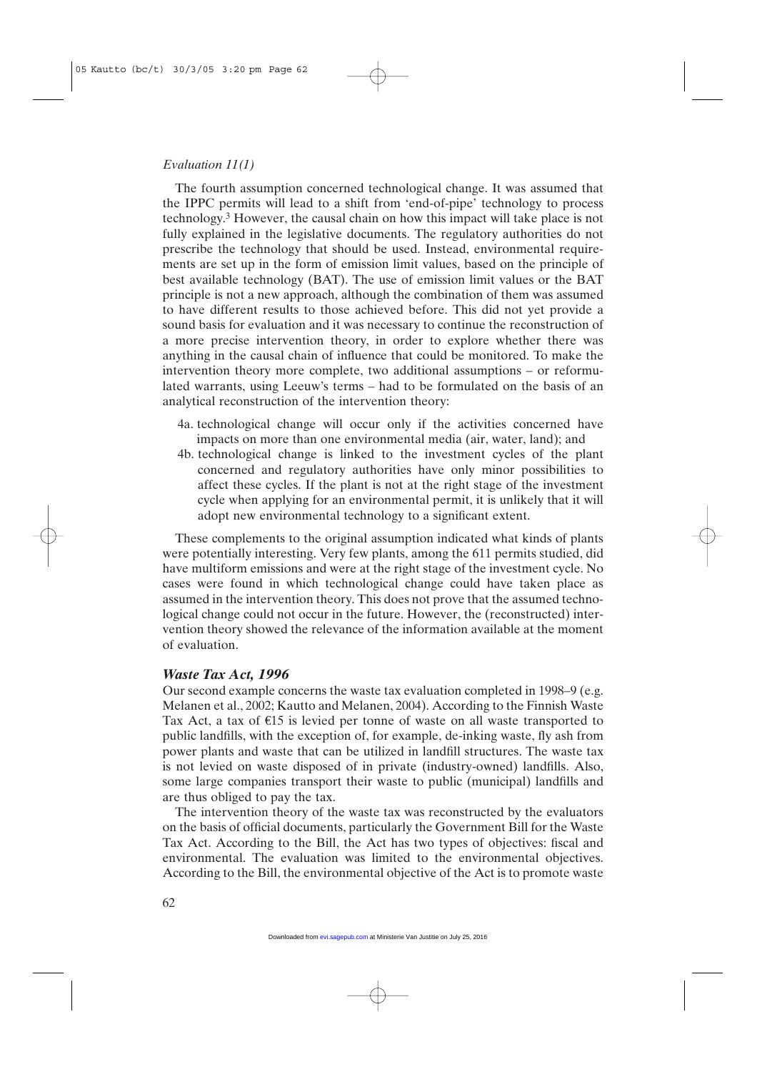The fourth assumption concerned technological change. It was assumed that the IPPC permits will lead to a shift from 'end-of-pipe' technology to process technology.[3] However, the causal chain on how this impact will take place is not fully explained in the legislative documents. The regulatory authorities do not prescribe the technology that should be used. Instead, environmental requirements are set up in the form of emission limit values, based on the principle of best available technology (BAT). The use of emission limit values or the BAT principle is not a new approach, although the combination of them was assumed to have different results to those achieved before. This did not yet provide a sound basis for evaluation and it was necessary to continue the reconstruction of a more precise intervention theory, in order to explore whether there was anything in the causal chain of influence that could be monitored. To make the intervention theory more complete, two additional assumptions – or reformulated warrants, using Leeuw's terms – had to be formulated on the basis of an analytical reconstruction of the intervention theory:

4a. technological change will occur only if the activities concerned have impacts on more than one environmental media (air, water, land); and

4b. technological change is linked to the investment cycles of the plant concerned and regulatory authorities have only minor possibilities to affect these cycles. If the plant is not at the right stage of the investment cycle when applying for an environmental permit, it is unlikely that it will adopt new environmental technology to a significant extent.

These complements to the original assumption indicated what kinds of plants were potentially interesting. Very few plants, among the 611 permits studied, did have multiform emissions and were at the right stage of the investment cycle. No cases were found in which technological change could have taken place as assumed in the intervention theory. This does not prove that the assumed technological change could not occur in the future. However, the (reconstructed) intervention theory showed the relevance of the information available at the moment of evaluation.

### *Waste Tax Act, 1996*

Our second example concerns the waste tax evaluation completed in 1998–9 (e.g. Melanen et al., 2002; Kautto and Melanen, 2004). According to the Finnish Waste Tax Act, a tax of €15 is levied per tonne of waste on all waste transported to public landfills, with the exception of, for example, de-inking waste, fly ash from power plants and waste that can be utilized in landfill structures. The waste tax is not levied on waste disposed of in private (industry-owned) landfills. Also, some large companies transport their waste to public (municipal) landfills and are thus obliged to pay the tax.

The intervention theory of the waste tax was reconstructed by the evaluators on the basis of official documents, particularly the Government Bill for the Waste Tax Act. According to the Bill, the Act has two types of objectives: fiscal and environmental. The evaluation was limited to the environmental objectives. According to the Bill, the environmental objective of the Act is to promote waste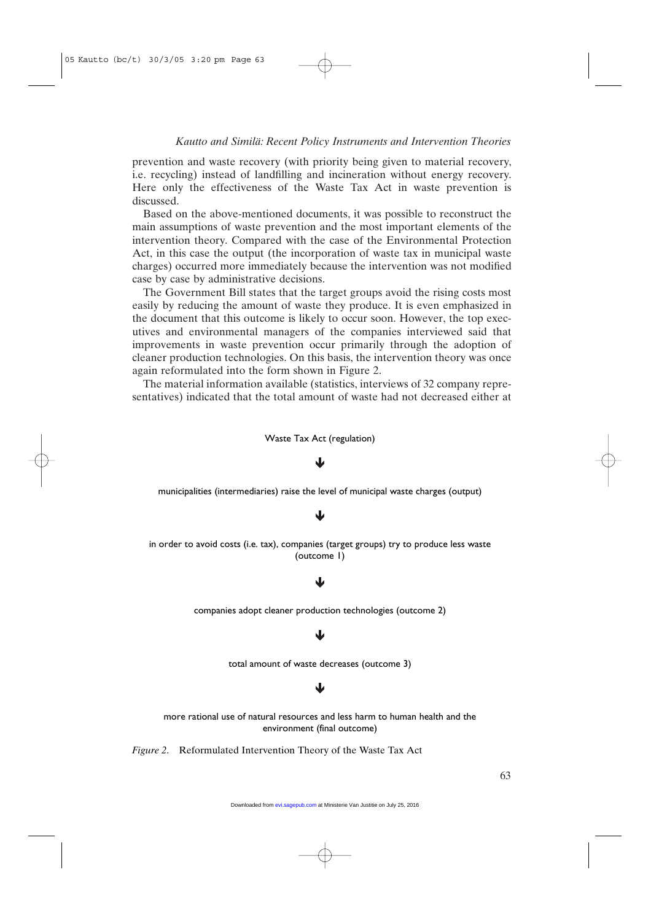prevention and waste recovery (with priority being given to material recovery, i.e. recycling) instead of landfilling and incineration without energy recovery. Here only the effectiveness of the Waste Tax Act in waste prevention is discussed.

Based on the above-mentioned documents, it was possible to reconstruct the main assumptions of waste prevention and the most important elements of the intervention theory. Compared with the case of the Environmental Protection Act, in this case the output (the incorporation of waste tax in municipal waste charges) occurred more immediately because the intervention was not modified case by case by administrative decisions.

The Government Bill states that the target groups avoid the rising costs most easily by reducing the amount of waste they produce. It is even emphasized in the document that this outcome is likely to occur soon. However, the top executives and environmental managers of the companies interviewed said that improvements in waste prevention occur primarily through the adoption of cleaner production technologies. On this basis, the intervention theory was once again reformulated into the form shown in Figure 2.

The material information available (statistics, interviews of 32 company representatives) indicated that the total amount of waste had not decreased either at

Waste Tax Act (regulation)

↓

municipalities (intermediaries) raise the level of municipal waste charges (output)

↓

in order to avoid costs (i.e. tax), companies (target groups) try to produce less waste (outcome 1)

↓

companies adopt cleaner production technologies (outcome 2)

↓

total amount of waste decreases (outcome 3)

↓

more rational use of natural resources and less harm to human health and the environment (final outcome)

*Figure 2.* Reformulated Intervention Theory of the Waste Tax Act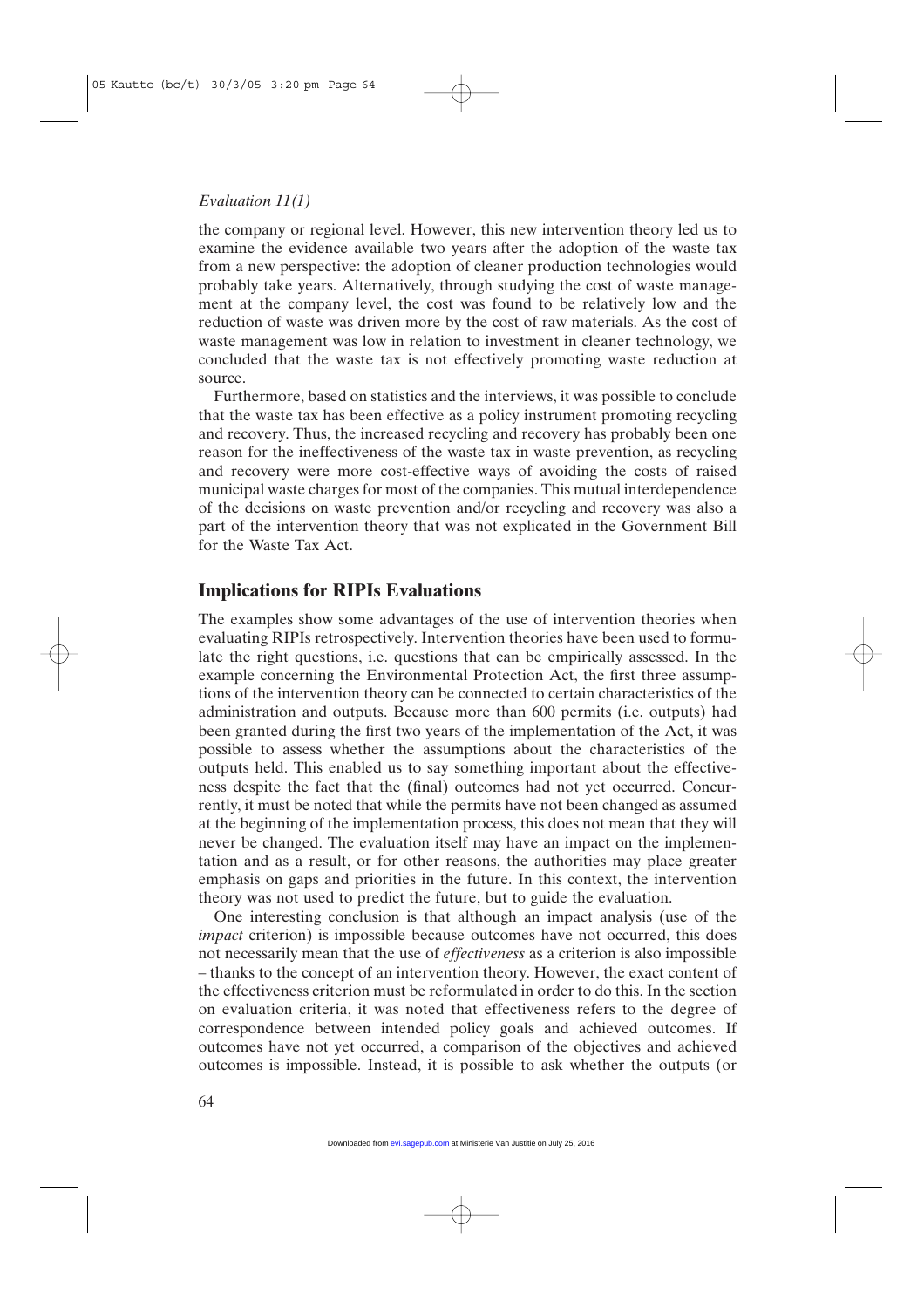the company or regional level. However, this new intervention theory led us to examine the evidence available two years after the adoption of the waste tax from a new perspective: the adoption of cleaner production technologies would probably take years. Alternatively, through studying the cost of waste management at the company level, the cost was found to be relatively low and the reduction of waste was driven more by the cost of raw materials. As the cost of waste management was low in relation to investment in cleaner technology, we concluded that the waste tax is not effectively promoting waste reduction at source.

Furthermore, based on statistics and the interviews, it was possible to conclude that the waste tax has been effective as a policy instrument promoting recycling and recovery. Thus, the increased recycling and recovery has probably been one reason for the ineffectiveness of the waste tax in waste prevention, as recycling and recovery were more cost-effective ways of avoiding the costs of raised municipal waste charges for most of the companies. This mutual interdependence of the decisions on waste prevention and/or recycling and recovery was also a part of the intervention theory that was not explicated in the Government Bill for the Waste Tax Act.

## Implications for RIPIs Evaluations

The examples show some advantages of the use of intervention theories when evaluating RIPIs retrospectively. Intervention theories have been used to formulate the right questions, i.e. questions that can be empirically assessed. In the example concerning the Environmental Protection Act, the first three assumptions of the intervention theory can be connected to certain characteristics of the administration and outputs. Because more than 600 permits (i.e. outputs) had been granted during the first two years of the implementation of the Act, it was possible to assess whether the assumptions about the characteristics of the outputs held. This enabled us to say something important about the effectiveness despite the fact that the (final) outcomes had not yet occurred. Concurrently, it must be noted that while the permits have not been changed as assumed at the beginning of the implementation process, this does not mean that they will never be changed. The evaluation itself may have an impact on the implementation and as a result, or for other reasons, the authorities may place greater emphasis on gaps and priorities in the future. In this context, the intervention theory was not used to predict the future, but to guide the evaluation.

One interesting conclusion is that although an impact analysis (use of the *impact* criterion) is impossible because outcomes have not occurred, this does not necessarily mean that the use of *effectiveness* as a criterion is also impossible – thanks to the concept of an intervention theory. However, the exact content of the effectiveness criterion must be reformulated in order to do this. In the section on evaluation criteria, it was noted that effectiveness refers to the degree of correspondence between intended policy goals and achieved outcomes. If outcomes have not yet occurred, a comparison of the objectives and achieved outcomes is impossible. Instead, it is possible to ask whether the outputs (or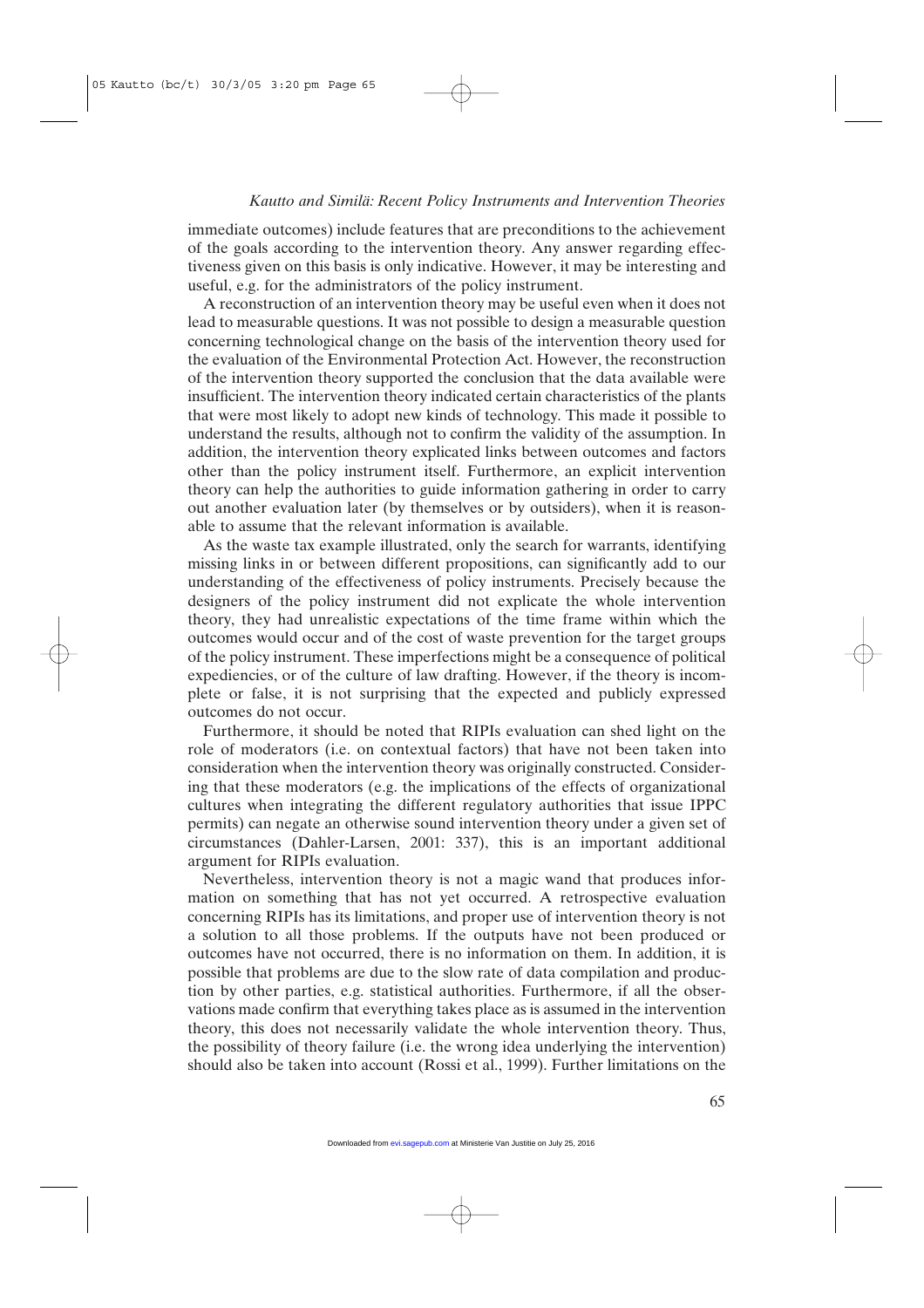immediate outcomes) include features that are preconditions to the achievement of the goals according to the intervention theory. Any answer regarding effectiveness given on this basis is only indicative. However, it may be interesting and useful, e.g. for the administrators of the policy instrument.

A reconstruction of an intervention theory may be useful even when it does not lead to measurable questions. It was not possible to design a measurable question concerning technological change on the basis of the intervention theory used for the evaluation of the Environmental Protection Act. However, the reconstruction of the intervention theory supported the conclusion that the data available were insufficient. The intervention theory indicated certain characteristics of the plants that were most likely to adopt new kinds of technology. This made it possible to understand the results, although not to confirm the validity of the assumption. In addition, the intervention theory explicated links between outcomes and factors other than the policy instrument itself. Furthermore, an explicit intervention theory can help the authorities to guide information gathering in order to carry out another evaluation later (by themselves or by outsiders), when it is reasonable to assume that the relevant information is available.

As the waste tax example illustrated, only the search for warrants, identifying missing links in or between different propositions, can significantly add to our understanding of the effectiveness of policy instruments. Precisely because the designers of the policy instrument did not explicate the whole intervention theory, they had unrealistic expectations of the time frame within which the outcomes would occur and of the cost of waste prevention for the target groups of the policy instrument. These imperfections might be a consequence of political expediencies, or of the culture of law drafting. However, if the theory is incomplete or false, it is not surprising that the expected and publicly expressed outcomes do not occur.

Furthermore, it should be noted that RIPIs evaluation can shed light on the role of moderators (i.e. on contextual factors) that have not been taken into consideration when the intervention theory was originally constructed. Considering that these moderators (e.g. the implications of the effects of organizational cultures when integrating the different regulatory authorities that issue IPPC permits) can negate an otherwise sound intervention theory under a given set of circumstances (Dahler-Larsen, 2001: 337), this is an important additional argument for RIPIs evaluation.

Nevertheless, intervention theory is not a magic wand that produces information on something that has not yet occurred. A retrospective evaluation concerning RIPIs has its limitations, and proper use of intervention theory is not a solution to all those problems. If the outputs have not been produced or outcomes have not occurred, there is no information on them. In addition, it is possible that problems are due to the slow rate of data compilation and production by other parties, e.g. statistical authorities. Furthermore, if all the observations made confirm that everything takes place as is assumed in the intervention theory, this does not necessarily validate the whole intervention theory. Thus, the possibility of theory failure (i.e. the wrong idea underlying the intervention) should also be taken into account (Rossi et al., 1999). Further limitations on the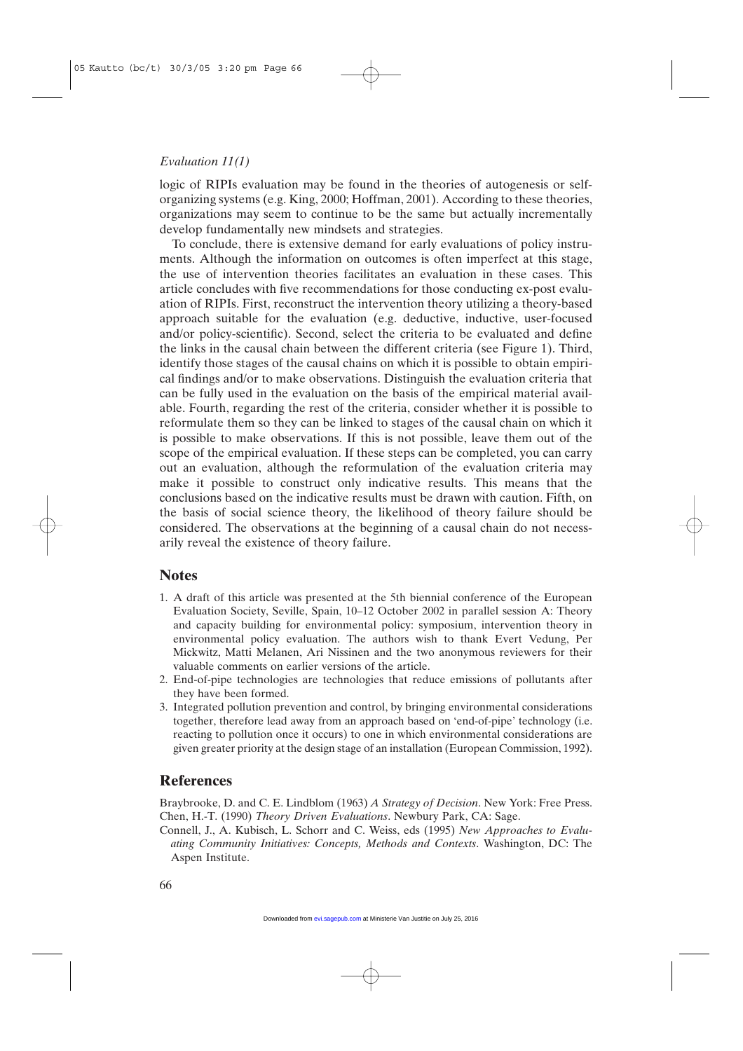logic of RIPIs evaluation may be found in the theories of autogenesis or self-organizing systems (e.g. King, 2000; Hoffman, 2001). According to these theories, organizations may seem to continue to be the same but actually incrementally develop fundamentally new mindsets and strategies.

To conclude, there is extensive demand for early evaluations of policy instruments. Although the information on outcomes is often imperfect at this stage, the use of intervention theories facilitates an evaluation in these cases. This article concludes with five recommendations for those conducting ex-post evaluation of RIPIs. First, reconstruct the intervention theory utilizing a theory-based approach suitable for the evaluation (e.g. deductive, inductive, user-focused and/or policy-scientific). Second, select the criteria to be evaluated and define the links in the causal chain between the different criteria (see Figure 1). Third, identify those stages of the causal chains on which it is possible to obtain empirical findings and/or to make observations. Distinguish the evaluation criteria that can be fully used in the evaluation on the basis of the empirical material available. Fourth, regarding the rest of the criteria, consider whether it is possible to reformulate them so they can be linked to stages of the causal chain on which it is possible to make observations. If this is not possible, leave them out of the scope of the empirical evaluation. If these steps can be completed, you can carry out an evaluation, although the reformulation of the evaluation criteria may make it possible to construct only indicative results. This means that the conclusions based on the indicative results must be drawn with caution. Fifth, on the basis of social science theory, the likelihood of theory failure should be considered. The observations at the beginning of a causal chain do not necessarily reveal the existence of theory failure.

## Notes

1. A draft of this article was presented at the 5th biennial conference of the European Evaluation Society, Seville, Spain, 10–12 October 2002 in parallel session A: Theory and capacity building for environmental policy: symposium, intervention theory in environmental policy evaluation. The authors wish to thank Evert Vedung, Per Mickwitz, Matti Melanen, Ari Nissinen and the two anonymous reviewers for their valuable comments on earlier versions of the article.
2. End-of-pipe technologies are technologies that reduce emissions of pollutants after they have been formed.
3. Integrated pollution prevention and control, by bringing environmental considerations together, therefore lead away from an approach based on 'end-of-pipe' technology (i.e. reacting to pollution once it occurs) to one in which environmental considerations are given greater priority at the design stage of an installation (European Commission, 1992).

## References

Braybrooke, D. and C. E. Lindblom (1963) *A Strategy of Decision*. New York: Free Press.

Chen, H.-T. (1990) *Theory Driven Evaluations*. Newbury Park, CA: Sage.

Connell, J., A. Kubisch, L. Schorr and C. Weiss, eds (1995) *New Approaches to Evaluating Community Initiatives: Concepts, Methods and Contexts*. Washington, DC: The Aspen Institute.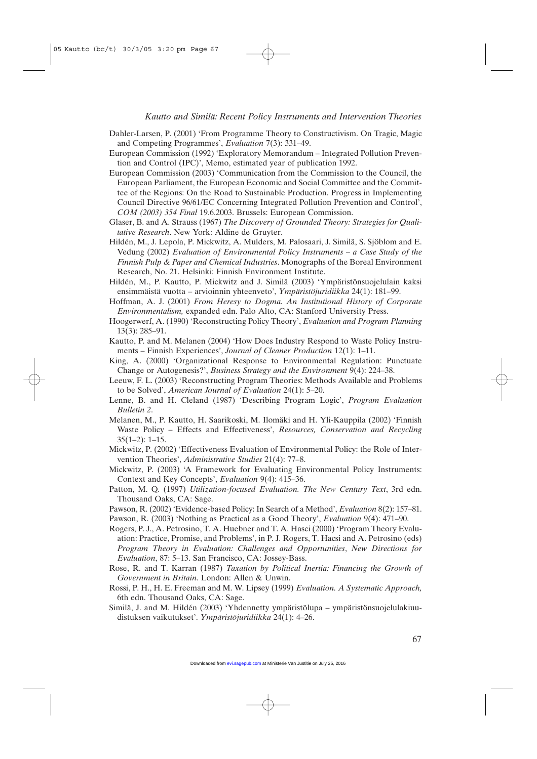Dahler-Larsen, P. (2001) 'From Programme Theory to Constructivism. On Tragic, Magic and Competing Programmes', *Evaluation* 7(3): 331–49.

European Commission (1992) 'Exploratory Memorandum – Integrated Pollution Prevention and Control (IPC)', Memo, estimated year of publication 1992.

European Commission (2003) 'Communication from the Commission to the Council, the European Parliament, the European Economic and Social Committee and the Committee of the Regions: On the Road to Sustainable Production. Progress in Implementing Council Directive 96/61/EC Concerning Integrated Pollution Prevention and Control', *COM (2003) 354 Final* 19.6.2003. Brussels: European Commission.

Glaser, B. and A. Strauss (1967) *The Discovery of Grounded Theory: Strategies for Qualitative Research*. New York: Aldine de Gruyter.

Hildén, M., J. Lepola, P. Mickwitz, A. Mulders, M. Palosaari, J. Similä, S. Sjöblom and E. Vedung (2002) *Evaluation of Environmental Policy Instruments – a Case Study of the Finnish Pulp & Paper and Chemical Industries*. Monographs of the Boreal Environment Research, No. 21. Helsinki: Finnish Environment Institute.

Hildén, M., P. Kautto, P. Mickwitz and J. Similä (2003) 'Ympäristönsuojelulain kaksi ensimmäistä vuotta – arvioinnin yhteenveto', *Ympäristöjuridiikka* 24(1): 181–99.

Hoffman, A. J. (2001) *From Heresy to Dogma. An Institutional History of Corporate Environmentalism,* expanded edn. Palo Alto, CA: Stanford University Press.

Hoogerwerf, A. (1990) 'Reconstructing Policy Theory', *Evaluation and Program Planning* 13(3): 285–91.

Kautto, P. and M. Melanen (2004) 'How Does Industry Respond to Waste Policy Instruments – Finnish Experiences', *Journal of Cleaner Production* 12(1): 1–11.

King, A. (2000) 'Organizational Response to Environmental Regulation: Punctuate Change or Autogenesis?', *Business Strategy and the Environment* 9(4): 224–38.

Leeuw, F. L. (2003) 'Reconstructing Program Theories: Methods Available and Problems to be Solved', *American Journal of Evaluation* 24(1): 5–20.

Lenne, B. and H. Cleland (1987) 'Describing Program Logic', *Program Evaluation Bulletin 2*.

Melanen, M., P. Kautto, H. Saarikoski, M. Ilomäki and H. Yli-Kauppila (2002) 'Finnish Waste Policy – Effects and Effectiveness', *Resources, Conservation and Recycling* 35(1–2): 1–15.

Mickwitz, P. (2002) 'Effectiveness Evaluation of Environmental Policy: the Role of Intervention Theories', *Administrative Studies* 21(4): 77–8.

Mickwitz, P. (2003) 'A Framework for Evaluating Environmental Policy Instruments: Context and Key Concepts', *Evaluation* 9(4): 415–36.

Patton, M. Q. (1997) *Utilization-focused Evaluation. The New Century Text*, 3rd edn. Thousand Oaks, CA: Sage.

Pawson, R. (2002) 'Evidence-based Policy: In Search of a Method', *Evaluation* 8(2): 157–81.

Pawson, R. (2003) 'Nothing as Practical as a Good Theory', *Evaluation* 9(4): 471–90.

Rogers, P. J., A. Petrosino, T. A. Huebner and T. A. Hasci (2000) 'Program Theory Evaluation: Practice, Promise, and Problems', in P. J. Rogers, T. Hacsi and A. Petrosino (eds) *Program Theory in Evaluation: Challenges and Opportunities*, *New Directions for Evaluation*, 87: 5–13. San Francisco, CA: Jossey-Bass.

Rose, R. and T. Karran (1987) *Taxation by Political Inertia: Financing the Growth of Government in Britain*. London: Allen & Unwin.

Rossi, P. H., H. E. Freeman and M. W. Lipsey (1999) *Evaluation. A Systematic Approach,* 6th edn. Thousand Oaks, CA: Sage.

Similä, J. and M. Hildén (2003) 'Yhdennetty ympäristölupa – ympäristönsuojelulakiuudistuksen vaikutukset'. *Ympäristöjuridiikka* 24(1): 4–26.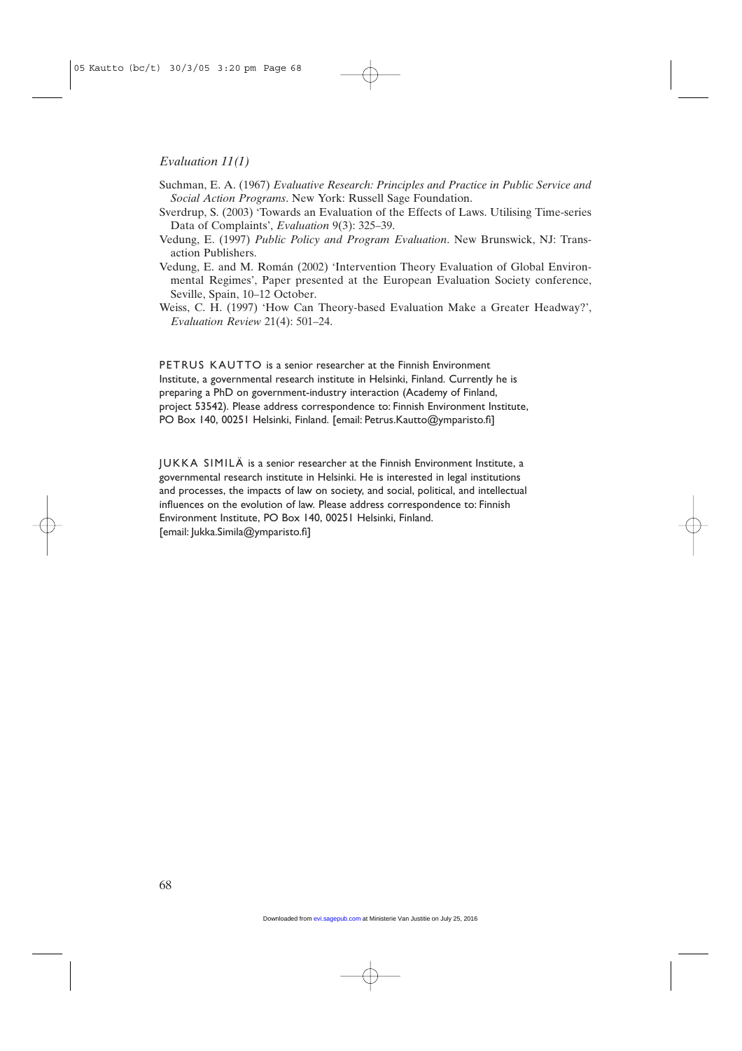Suchman, E. A. (1967) *Evaluative Research: Principles and Practice in Public Service and Social Action Programs*. New York: Russell Sage Foundation.

Sverdrup, S. (2003) 'Towards an Evaluation of the Effects of Laws. Utilising Time-series Data of Complaints', *Evaluation* 9(3): 325–39.

Vedung, E. (1997) *Public Policy and Program Evaluation*. New Brunswick, NJ: Transaction Publishers.

Vedung, E. and M. Román (2002) 'Intervention Theory Evaluation of Global Environmental Regimes', Paper presented at the European Evaluation Society conference, Seville, Spain, 10–12 October.

Weiss, C. H. (1997) 'How Can Theory-based Evaluation Make a Greater Headway?', *Evaluation Review* 21(4): 501–24.

PETRUS KAUTTO is a senior researcher at the Finnish Environment Institute, a governmental research institute in Helsinki, Finland. Currently he is preparing a PhD on government-industry interaction (Academy of Finland, project 53542). Please address correspondence to: Finnish Environment Institute, PO Box 140, 00251 Helsinki, Finland. [email: Petrus.Kautto@ymparisto.fi]

JUKKA SIMILÄ is a senior researcher at the Finnish Environment Institute, a governmental research institute in Helsinki. He is interested in legal institutions and processes, the impacts of law on society, and social, political, and intellectual influences on the evolution of law. Please address correspondence to: Finnish Environment Institute, PO Box 140, 00251 Helsinki, Finland. [email: Jukka.Simila@ymparisto.fi]